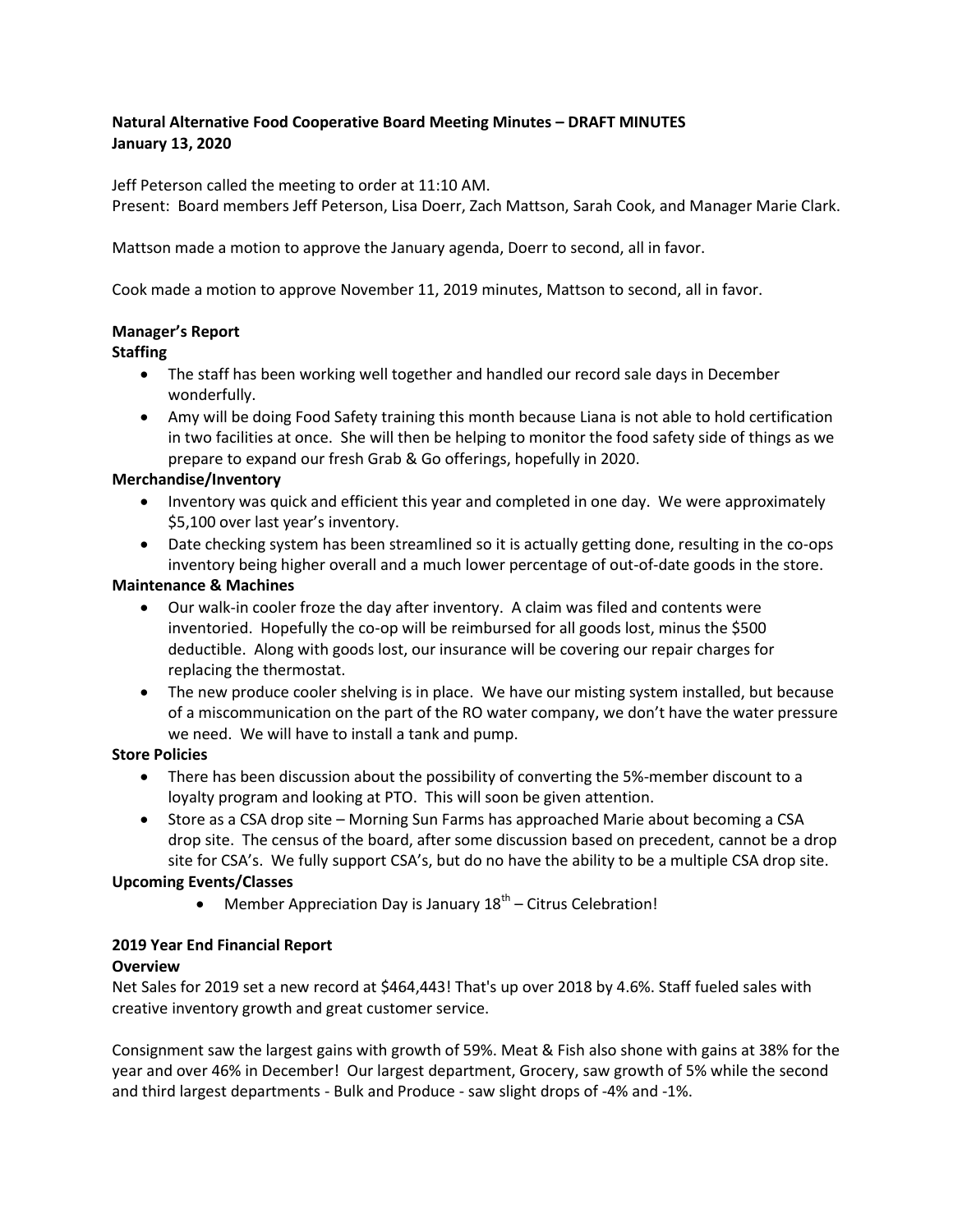**Natural Alternative Food Cooperative Board Meeting Minutes – DRAFT MINUTES**
**January 13, 2020**

Jeff Peterson called the meeting to order at 11:10 AM.
Present: Board members Jeff Peterson, Lisa Doerr, Zach Mattson, Sarah Cook, and Manager Marie Clark.

Mattson made a motion to approve the January agenda, Doerr to second, all in favor.

Cook made a motion to approve November 11, 2019 minutes, Mattson to second, all in favor.

**Manager's Report**
**Staffing**

- The staff has been working well together and handled our record sale days in December wonderfully.
- Amy will be doing Food Safety training this month because Liana is not able to hold certification in two facilities at once. She will then be helping to monitor the food safety side of things as we prepare to expand our fresh Grab & Go offerings, hopefully in 2020.

**Merchandise/Inventory**

- Inventory was quick and efficient this year and completed in one day. We were approximately $5,100 over last year's inventory.
- Date checking system has been streamlined so it is actually getting done, resulting in the co-ops inventory being higher overall and a much lower percentage of out-of-date goods in the store.

**Maintenance & Machines**

- Our walk-in cooler froze the day after inventory. A claim was filed and contents were inventoried. Hopefully the co-op will be reimbursed for all goods lost, minus the $500 deductible. Along with goods lost, our insurance will be covering our repair charges for replacing the thermostat.
- The new produce cooler shelving is in place. We have our misting system installed, but because of a miscommunication on the part of the RO water company, we don't have the water pressure we need. We will have to install a tank and pump.

**Store Policies**

- There has been discussion about the possibility of converting the 5%-member discount to a loyalty program and looking at PTO. This will soon be given attention.
- Store as a CSA drop site – Morning Sun Farms has approached Marie about becoming a CSA drop site. The census of the board, after some discussion based on precedent, cannot be a drop site for CSA's. We fully support CSA's, but do no have the ability to be a multiple CSA drop site.

**Upcoming Events/Classes**

- Member Appreciation Day is January 18th – Citrus Celebration!

**2019 Year End Financial Report**
**Overview**
Net Sales for 2019 set a new record at $464,443! That's up over 2018 by 4.6%. Staff fueled sales with creative inventory growth and great customer service.

Consignment saw the largest gains with growth of 59%. Meat & Fish also shone with gains at 38% for the year and over 46% in December! Our largest department, Grocery, saw growth of 5% while the second and third largest departments - Bulk and Produce - saw slight drops of -4% and -1%.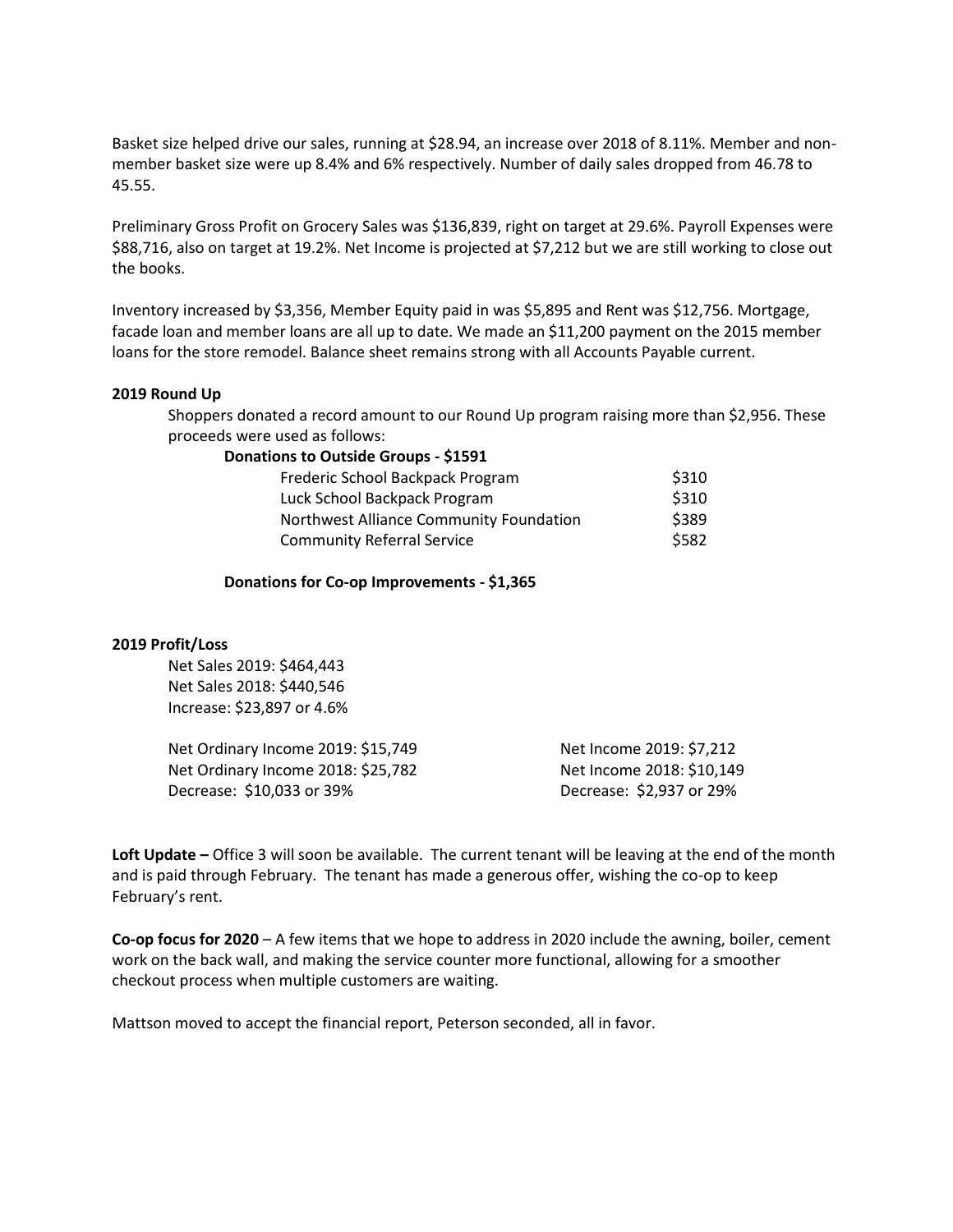Basket size helped drive our sales, running at $28.94, an increase over 2018 of 8.11%. Member and non-member basket size were up 8.4% and 6% respectively. Number of daily sales dropped from 46.78 to 45.55.

Preliminary Gross Profit on Grocery Sales was $136,839, right on target at 29.6%. Payroll Expenses were $88,716, also on target at 19.2%. Net Income is projected at $7,212 but we are still working to close out the books.

Inventory increased by $3,356, Member Equity paid in was $5,895 and Rent was $12,756. Mortgage, facade loan and member loans are all up to date. We made an $11,200 payment on the 2015 member loans for the store remodel. Balance sheet remains strong with all Accounts Payable current.

**2019 Round Up**

Shoppers donated a record amount to our Round Up program raising more than $2,956. These proceeds were used as follows:

**Donations to Outside Groups - $1591**

| | |
|---|---|
| Frederic School Backpack Program | $310 |
| Luck School Backpack Program | $310 |
| Northwest Alliance Community Foundation | $389 |
| Community Referral Service | $582 |

**Donations for Co-op Improvements - $1,365**

**2019 Profit/Loss**

Net Sales 2019: $464,443
Net Sales 2018: $440,546
Increase: $23,897 or 4.6%

Net Ordinary Income 2019: $15,749
Net Ordinary Income 2018: $25,782
Decrease: $10,033 or 39%

Net Income 2019: $7,212
Net Income 2018: $10,149
Decrease: $2,937 or 29%

**Loft Update –** Office 3 will soon be available. The current tenant will be leaving at the end of the month and is paid through February. The tenant has made a generous offer, wishing the co-op to keep February's rent.

**Co-op focus for 2020** – A few items that we hope to address in 2020 include the awning, boiler, cement work on the back wall, and making the service counter more functional, allowing for a smoother checkout process when multiple customers are waiting.

Mattson moved to accept the financial report, Peterson seconded, all in favor.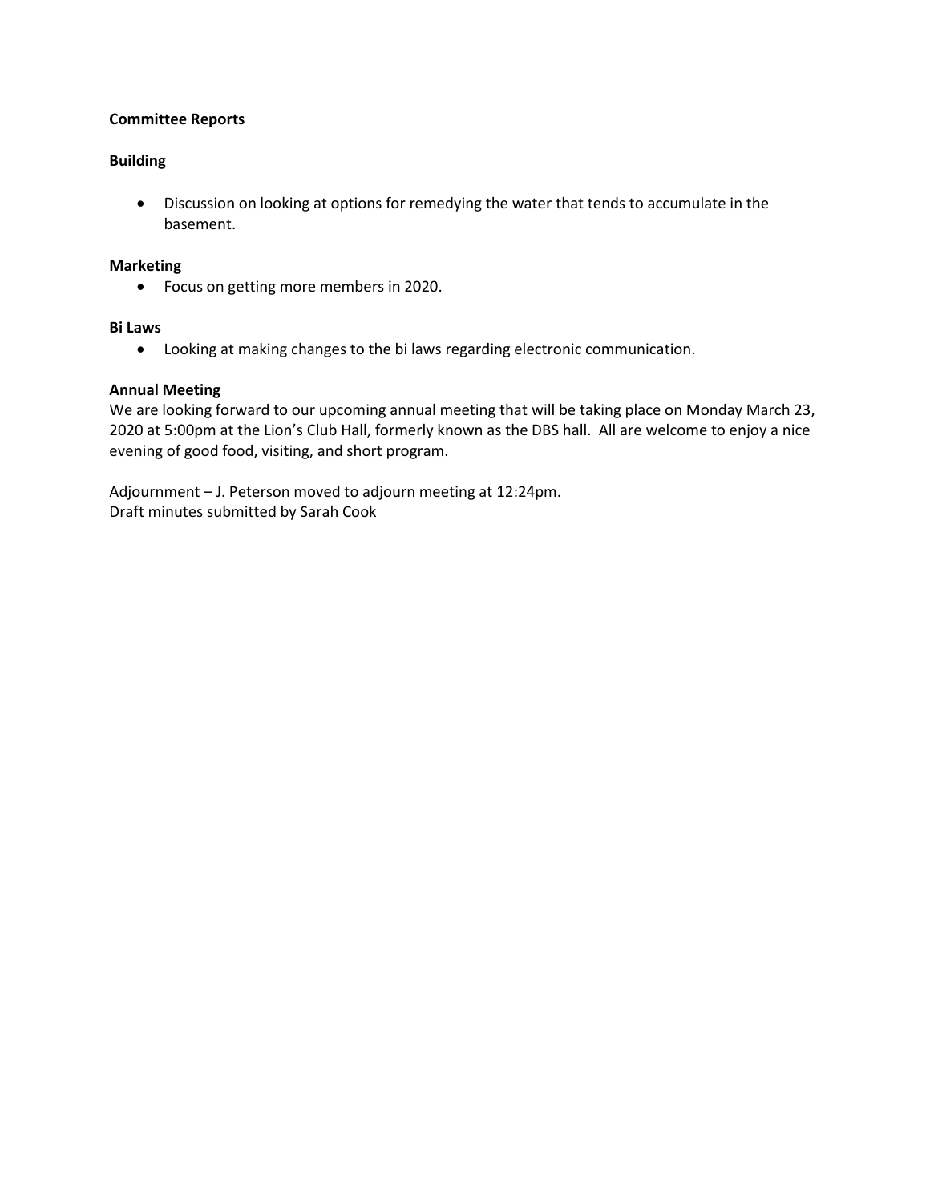**Committee Reports**

**Building**

- Discussion on looking at options for remedying the water that tends to accumulate in the basement.

**Marketing**

- Focus on getting more members in 2020.

**Bi Laws**

- Looking at making changes to the bi laws regarding electronic communication.

**Annual Meeting**

We are looking forward to our upcoming annual meeting that will be taking place on Monday March 23, 2020 at 5:00pm at the Lion's Club Hall, formerly known as the DBS hall. All are welcome to enjoy a nice evening of good food, visiting, and short program.

Adjournment – J. Peterson moved to adjourn meeting at 12:24pm.
Draft minutes submitted by Sarah Cook